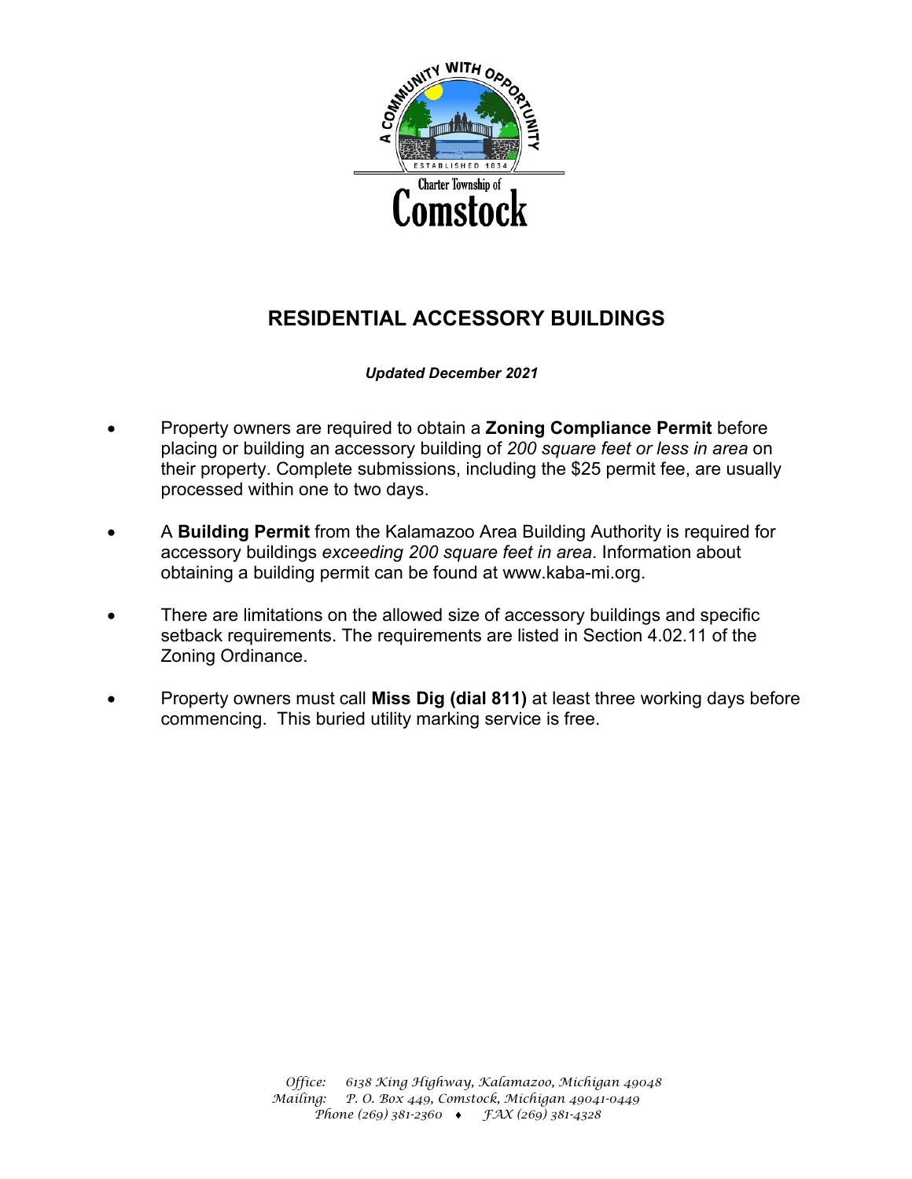Charter Township of
Comstock

# RESIDENTIAL ACCESSORY BUILDINGS

***Updated December 2021***

- Property owners are required to obtain a **Zoning Compliance Permit** before placing or building an accessory building of *200 square feet or less in area* on their property. Complete submissions, including the $25 permit fee, are usually processed within one to two days.

- A **Building Permit** from the Kalamazoo Area Building Authority is required for accessory buildings *exceeding 200 square feet in area*. Information about obtaining a building permit can be found at www.kaba-mi.org.

- There are limitations on the allowed size of accessory buildings and specific setback requirements. The requirements are listed in Section 4.02.11 of the Zoning Ordinance.

- Property owners must call **Miss Dig (dial 811)** at least three working days before commencing. This buried utility marking service is free.

*Office: 6138 King Highway, Kalamazoo, Michigan 49048*
*Mailing: P. O. Box 449, Comstock, Michigan 49041-0449*
*Phone (269) 381-2360 ♦ FAX (269) 381-4328*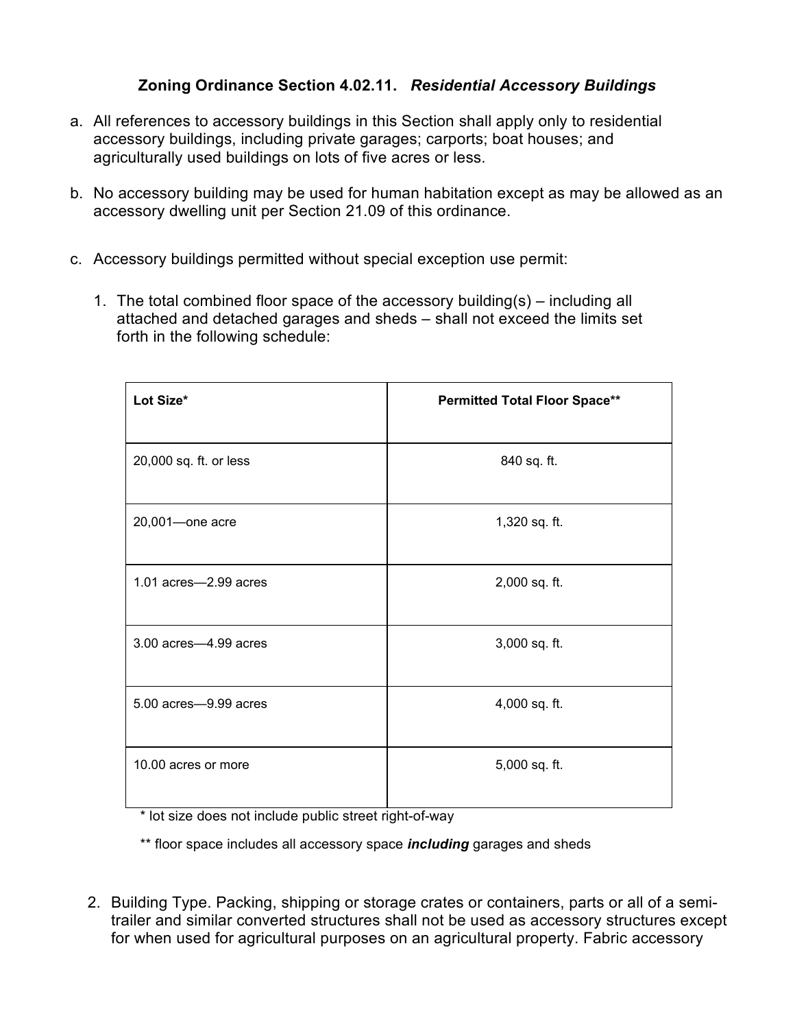**Zoning Ordinance Section 4.02.11.** ***Residential Accessory Buildings***

a. All references to accessory buildings in this Section shall apply only to residential accessory buildings, including private garages; carports; boat houses; and agriculturally used buildings on lots of five acres or less.

b. No accessory building may be used for human habitation except as may be allowed as an accessory dwelling unit per Section 21.09 of this ordinance.

c. Accessory buildings permitted without special exception use permit:

   1. The total combined floor space of the accessory building(s) – including all attached and detached garages and sheds – shall not exceed the limits set forth in the following schedule:

| **Lot Size*** | **Permitted Total Floor Space**** |
| --- | --- |
| 20,000 sq. ft. or less | 840 sq. ft. |
| 20,001—one acre | 1,320 sq. ft. |
| 1.01 acres—2.99 acres | 2,000 sq. ft. |
| 3.00 acres—4.99 acres | 3,000 sq. ft. |
| 5.00 acres—9.99 acres | 4,000 sq. ft. |
| 10.00 acres or more | 5,000 sq. ft. |

\* lot size does not include public street right-of-way

\*\* floor space includes all accessory space ***including*** garages and sheds

   2. Building Type. Packing, shipping or storage crates or containers, parts or all of a semi-trailer and similar converted structures shall not be used as accessory structures except for when used for agricultural purposes on an agricultural property. Fabric accessory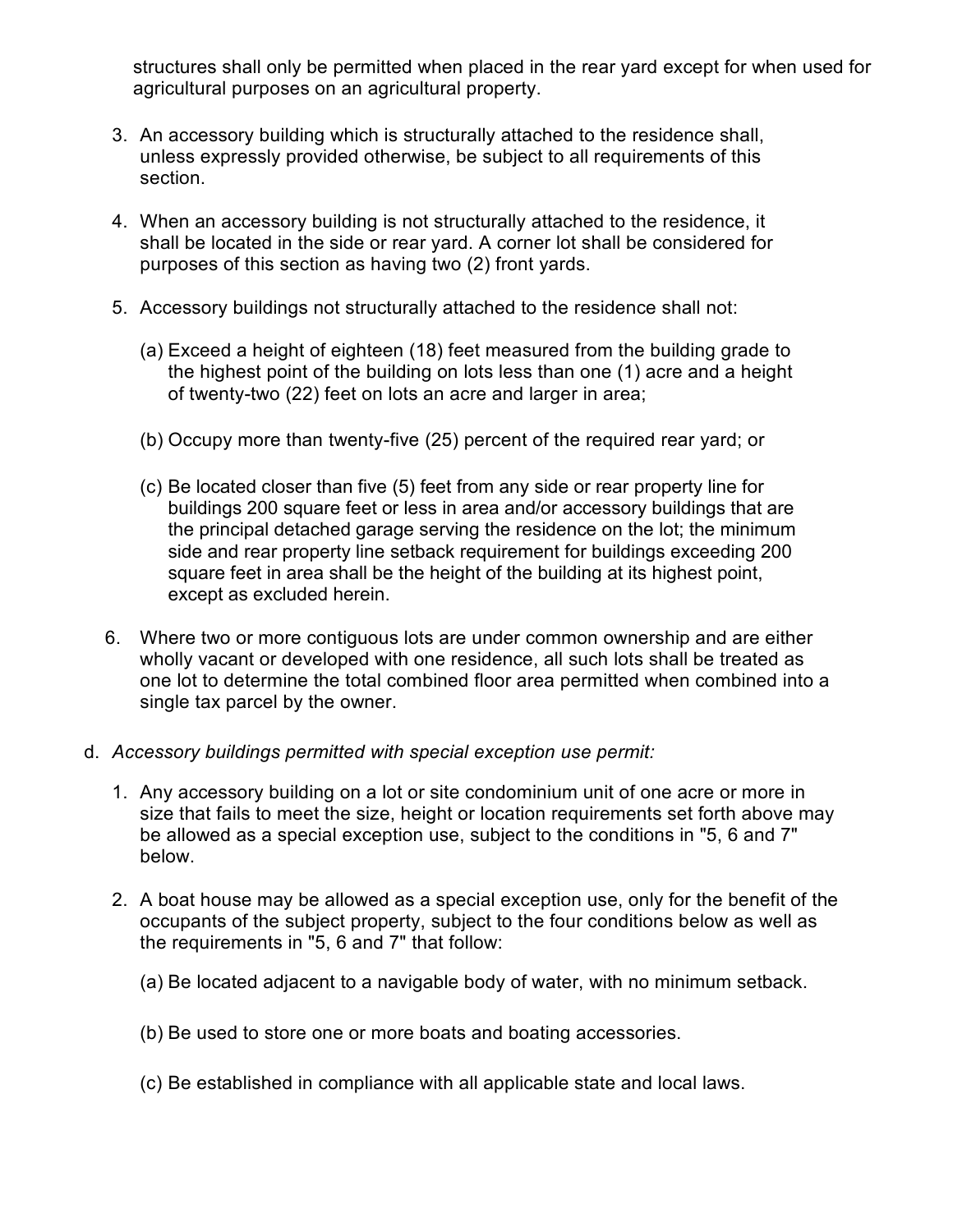structures shall only be permitted when placed in the rear yard except for when used for agricultural purposes on an agricultural property.

3. An accessory building which is structurally attached to the residence shall, unless expressly provided otherwise, be subject to all requirements of this section.

4. When an accessory building is not structurally attached to the residence, it shall be located in the side or rear yard. A corner lot shall be considered for purposes of this section as having two (2) front yards.

5. Accessory buildings not structurally attached to the residence shall not:

   (a) Exceed a height of eighteen (18) feet measured from the building grade to the highest point of the building on lots less than one (1) acre and a height of twenty-two (22) feet on lots an acre and larger in area;

   (b) Occupy more than twenty-five (25) percent of the required rear yard; or

   (c) Be located closer than five (5) feet from any side or rear property line for buildings 200 square feet or less in area and/or accessory buildings that are the principal detached garage serving the residence on the lot; the minimum side and rear property line setback requirement for buildings exceeding 200 square feet in area shall be the height of the building at its highest point, except as excluded herein.

6. Where two or more contiguous lots are under common ownership and are either wholly vacant or developed with one residence, all such lots shall be treated as one lot to determine the total combined floor area permitted when combined into a single tax parcel by the owner.

d. *Accessory buildings permitted with special exception use permit:*

   1. Any accessory building on a lot or site condominium unit of one acre or more in size that fails to meet the size, height or location requirements set forth above may be allowed as a special exception use, subject to the conditions in "5, 6 and 7" below.

   2. A boat house may be allowed as a special exception use, only for the benefit of the occupants of the subject property, subject to the four conditions below as well as the requirements in "5, 6 and 7" that follow:

      (a) Be located adjacent to a navigable body of water, with no minimum setback.

      (b) Be used to store one or more boats and boating accessories.

      (c) Be established in compliance with all applicable state and local laws.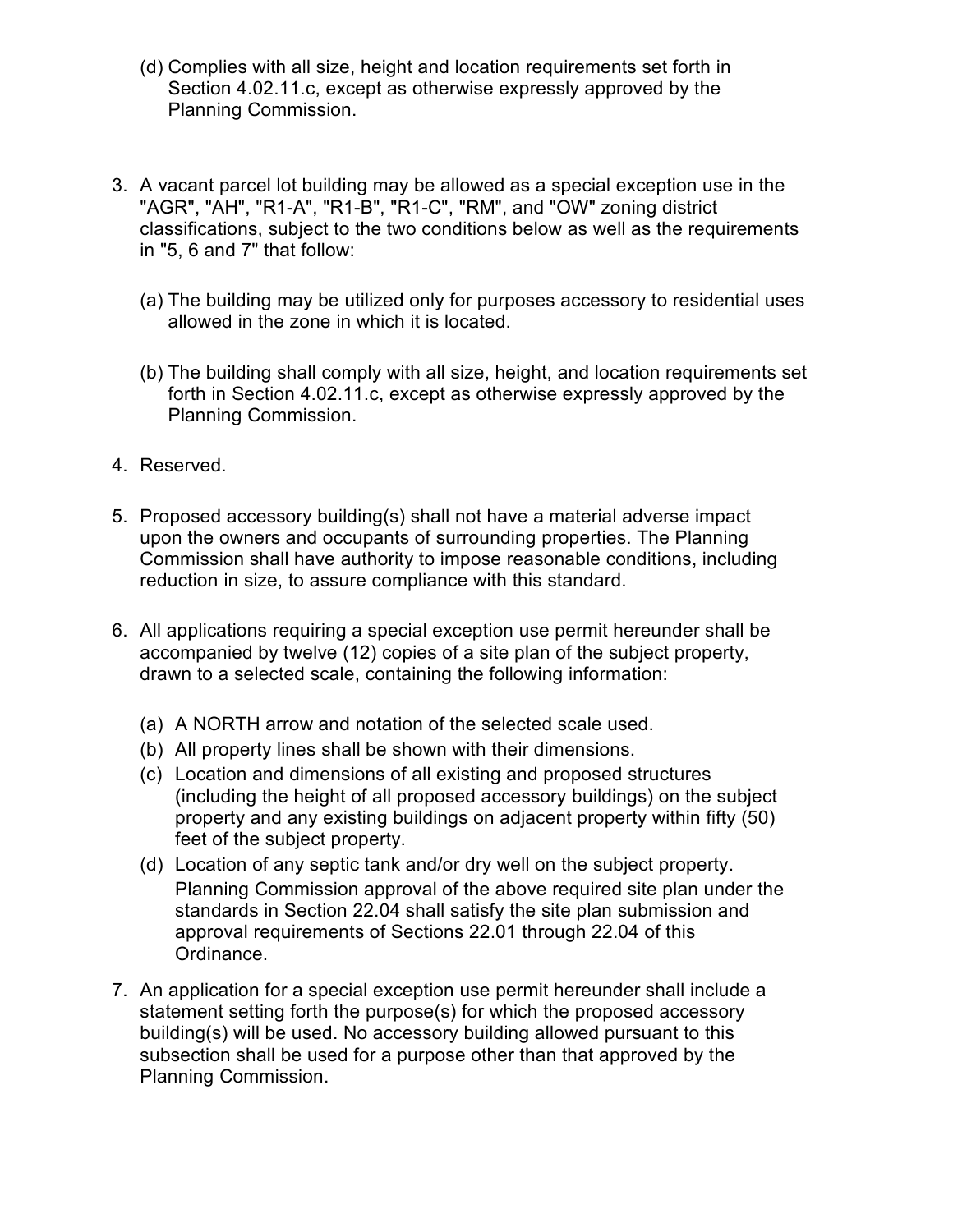(d) Complies with all size, height and location requirements set forth in Section 4.02.11.c, except as otherwise expressly approved by the Planning Commission.

3. A vacant parcel lot building may be allowed as a special exception use in the "AGR", "AH", "R1-A", "R1-B", "R1-C", "RM", and "OW" zoning district classifications, subject to the two conditions below as well as the requirements in "5, 6 and 7" that follow:

   (a) The building may be utilized only for purposes accessory to residential uses allowed in the zone in which it is located.

   (b) The building shall comply with all size, height, and location requirements set forth in Section 4.02.11.c, except as otherwise expressly approved by the Planning Commission.

4. Reserved.

5. Proposed accessory building(s) shall not have a material adverse impact upon the owners and occupants of surrounding properties. The Planning Commission shall have authority to impose reasonable conditions, including reduction in size, to assure compliance with this standard.

6. All applications requiring a special exception use permit hereunder shall be accompanied by twelve (12) copies of a site plan of the subject property, drawn to a selected scale, containing the following information:

   (a) A NORTH arrow and notation of the selected scale used.
   (b) All property lines shall be shown with their dimensions.
   (c) Location and dimensions of all existing and proposed structures (including the height of all proposed accessory buildings) on the subject property and any existing buildings on adjacent property within fifty (50) feet of the subject property.
   (d) Location of any septic tank and/or dry well on the subject property. Planning Commission approval of the above required site plan under the standards in Section 22.04 shall satisfy the site plan submission and approval requirements of Sections 22.01 through 22.04 of this Ordinance.

7. An application for a special exception use permit hereunder shall include a statement setting forth the purpose(s) for which the proposed accessory building(s) will be used. No accessory building allowed pursuant to this subsection shall be used for a purpose other than that approved by the Planning Commission.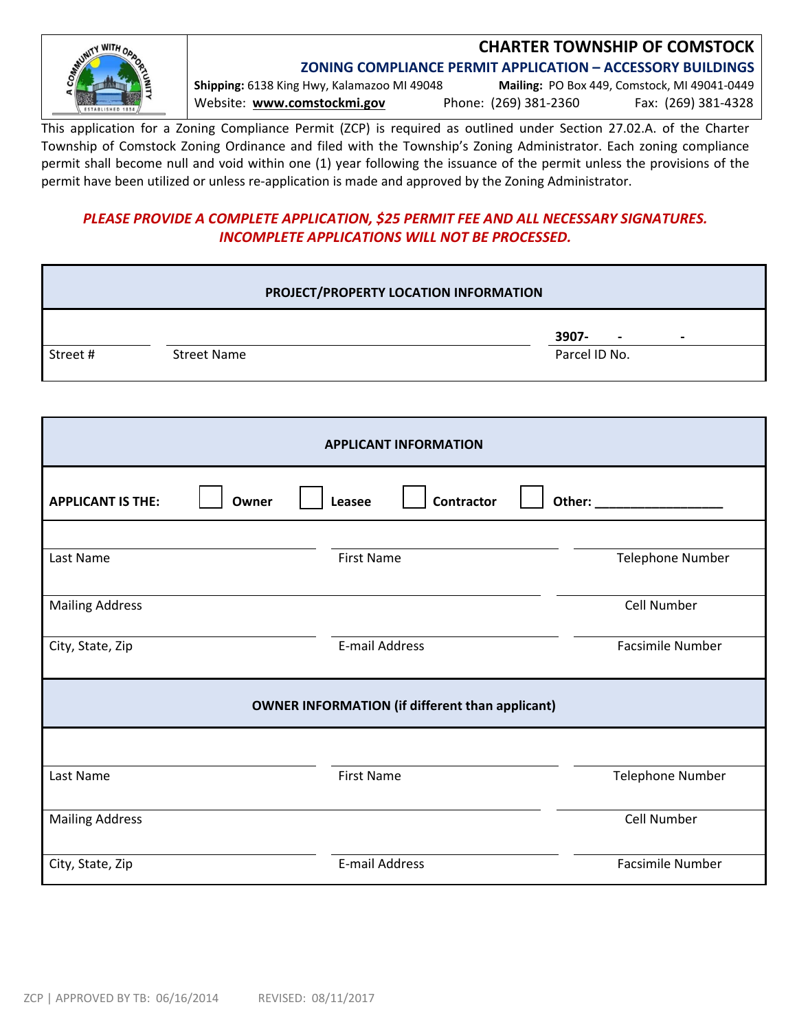# CHARTER TOWNSHIP OF COMSTOCK

## ZONING COMPLIANCE PERMIT APPLICATION – ACCESSORY BUILDINGS

**Shipping:** 6138 King Hwy, Kalamazoo MI 49048 **Mailing:** PO Box 449, Comstock, MI 49041-0449
Website: **www.comstockmi.gov** Phone: (269) 381-2360 Fax: (269) 381-4328

This application for a Zoning Compliance Permit (ZCP) is required as outlined under Section 27.02.A. of the Charter Township of Comstock Zoning Ordinance and filed with the Township's Zoning Administrator. Each zoning compliance permit shall become null and void within one (1) year following the issuance of the permit unless the provisions of the permit have been utilized or unless re-application is made and approved by the Zoning Administrator.

***PLEASE PROVIDE A COMPLETE APPLICATION, $25 PERMIT FEE AND ALL NECESSARY SIGNATURES. INCOMPLETE APPLICATIONS WILL NOT BE PROCESSED.***

| PROJECT/PROPERTY LOCATION INFORMATION | | |
|---|---|---|
| | | **3907- - -** |
| Street # | Street Name | Parcel ID No. |

| APPLICANT INFORMATION | | |
|---|---|---|
| **APPLICANT IS THE:** ☐ **Owner** ☐ **Leasee** ☐ **Contractor** ☐ **Other:** ________________ | | |
| Last Name | First Name | Telephone Number |
| Mailing Address | | Cell Number |
| City, State, Zip | E-mail Address | Facsimile Number |
| **OWNER INFORMATION (if different than applicant)** | | |
| Last Name | First Name | Telephone Number |
| Mailing Address | | Cell Number |
| City, State, Zip | E-mail Address | Facsimile Number |

ZCP | APPROVED BY TB: 06/16/2014 REVISED: 08/11/2017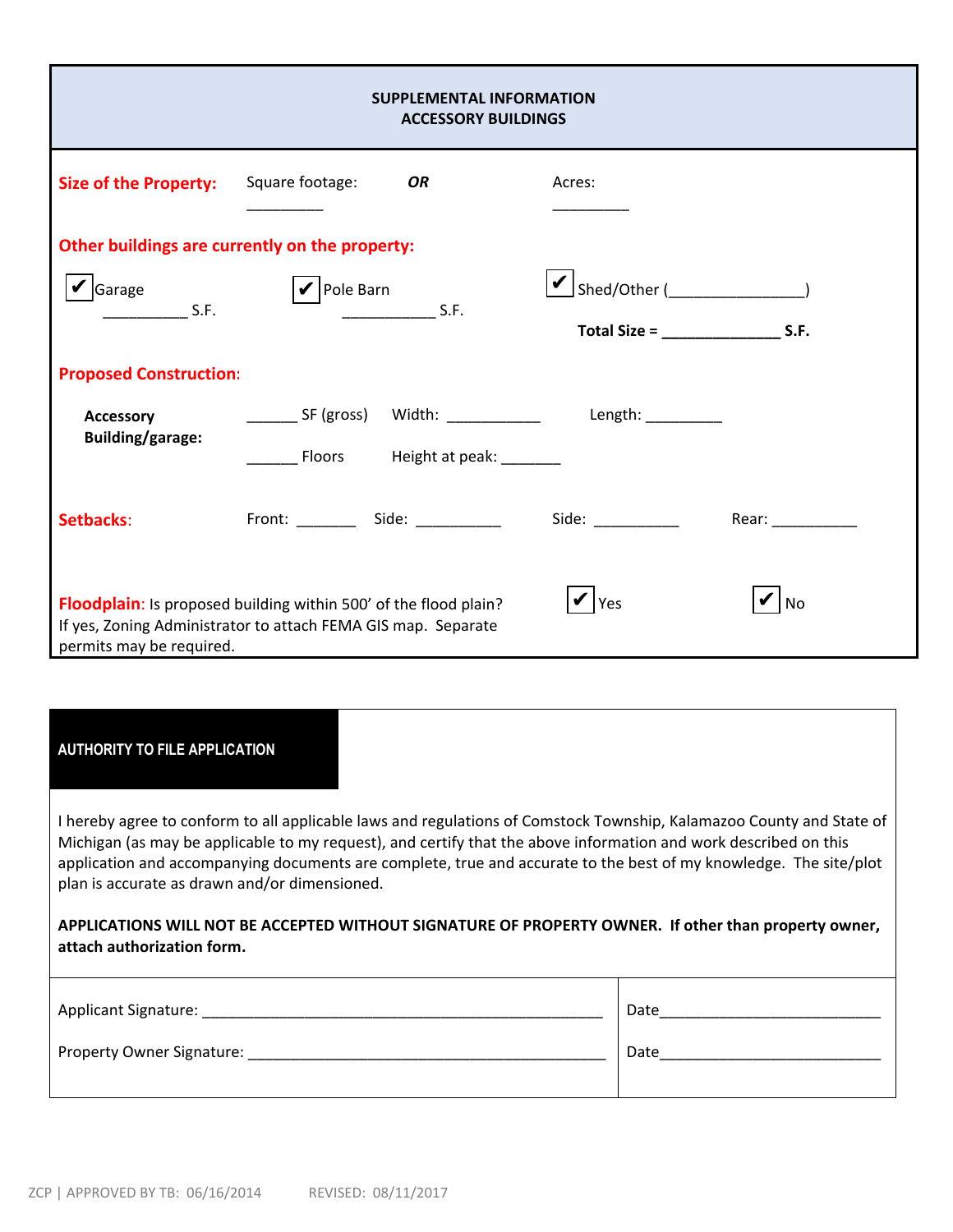## SUPPLEMENTAL INFORMATION
## ACCESSORY BUILDINGS

**Size of the Property:** Square footage: _________ ***OR*** Acres: _________

**Other buildings are currently on the property:**

☑ Garage __________ S.F. ☑ Pole Barn ___________ S.F. ☑ Shed/Other (_______________)

**Total Size = ______________ S.F.**

**Proposed Construction:**

**Accessory Building/garage:** ______ SF (gross) Width: ___________ Length: _________

______ Floors Height at peak: _______

**Setbacks:** Front: _______ Side: __________ Side: __________ Rear: __________

**Floodplain:** Is proposed building within 500' of the flood plain? ☑ Yes ☑ No
If yes, Zoning Administrator to attach FEMA GIS map. Separate permits may be required.

## AUTHORITY TO FILE APPLICATION

I hereby agree to conform to all applicable laws and regulations of Comstock Township, Kalamazoo County and State of Michigan (as may be applicable to my request), and certify that the above information and work described on this application and accompanying documents are complete, true and accurate to the best of my knowledge. The site/plot plan is accurate as drawn and/or dimensioned.

**APPLICATIONS WILL NOT BE ACCEPTED WITHOUT SIGNATURE OF PROPERTY OWNER. If other than property owner, attach authorization form.**

Applicant Signature: ______________________________________________ Date__________________________

Property Owner Signature: __________________________________________ Date__________________________

ZCP | APPROVED BY TB: 06/16/2014 REVISED: 08/11/2017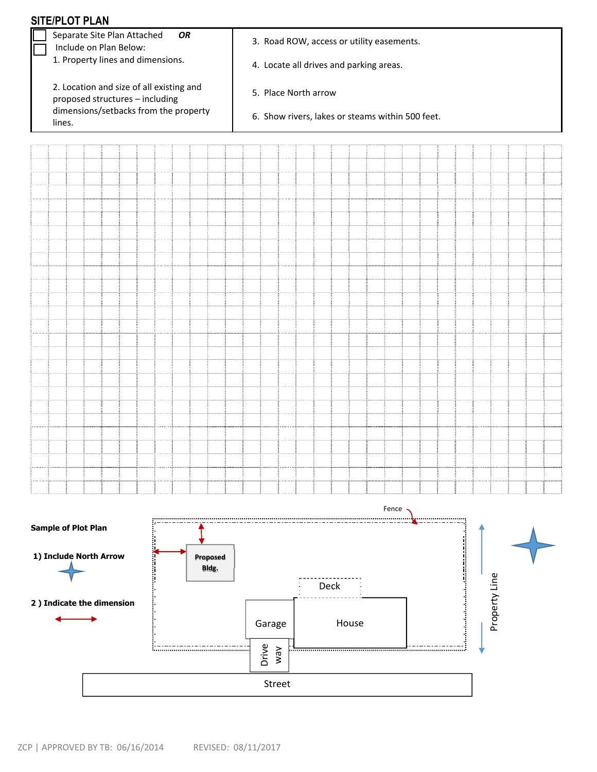## SITE/PLOT PLAN

| | |
|---|---|
| ☐ Separate Site Plan Attached ***OR*** | 3. Road ROW, access or utility easements. |
| ☐ Include on Plan Below: | 4. Locate all drives and parking areas. |
| 1. Property lines and dimensions. | 5. Place North arrow |
| 2. Location and size of all existing and proposed structures – including dimensions/setbacks from the property lines. | 6. Show rivers, lakes or steams within 500 feet. |

**Sample of Plot Plan**

**1) Include North Arrow**

**2 ) Indicate the dimension**

Fence

Proposed Bldg.

Deck

Garage

House

Drive way

Street

Property Line

ZCP | APPROVED BY TB: 06/16/2014 REVISED: 08/11/2017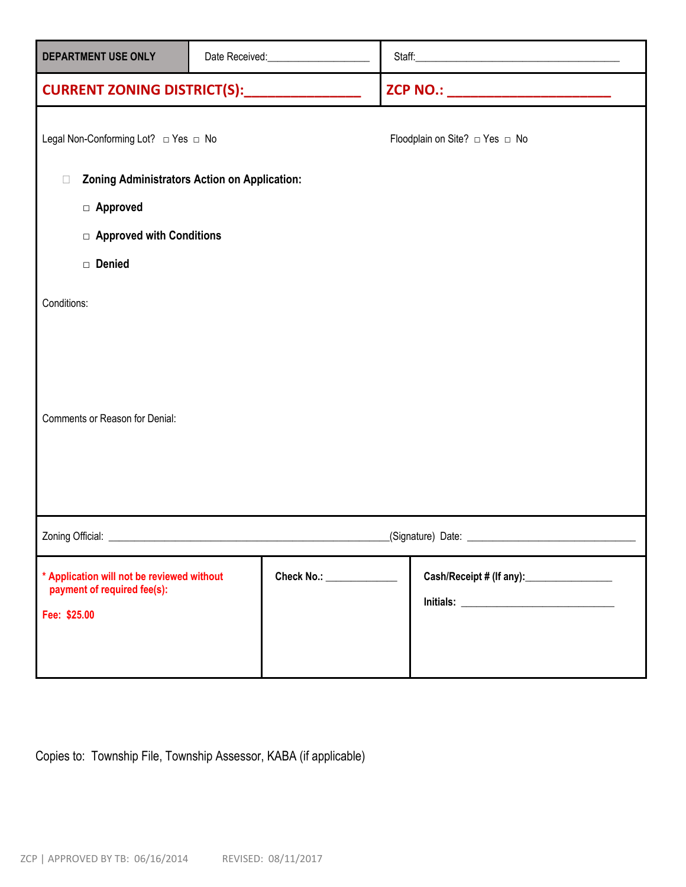| DEPARTMENT USE ONLY | Date Received:___________________ | Staff:_______________________________________ |
|---|---|---|

**CURRENT ZONING DISTRICT(S):_______________** | **ZCP NO.: ______________________**

Legal Non-Conforming Lot? □ Yes □ No

Floodplain on Site? □ Yes □ No

- □ **Zoning Administrators Action on Application:**
  - □ **Approved**
  - □ **Approved with Conditions**
  - □ **Denied**

Conditions:

Comments or Reason for Denial:

Zoning Official: ____________________________________________________(Signature) Date: _______________________________

| * Application will not be reviewed without payment of required fee(s): Fee: $25.00 | **Check No.:** _____________ | **Cash/Receipt # (If any):**________________ **Initials:** _____________________________ |
|---|---|---|

Copies to: Township File, Township Assessor, KABA (if applicable)

ZCP | APPROVED BY TB: 06/16/2014 REVISED: 08/11/2017